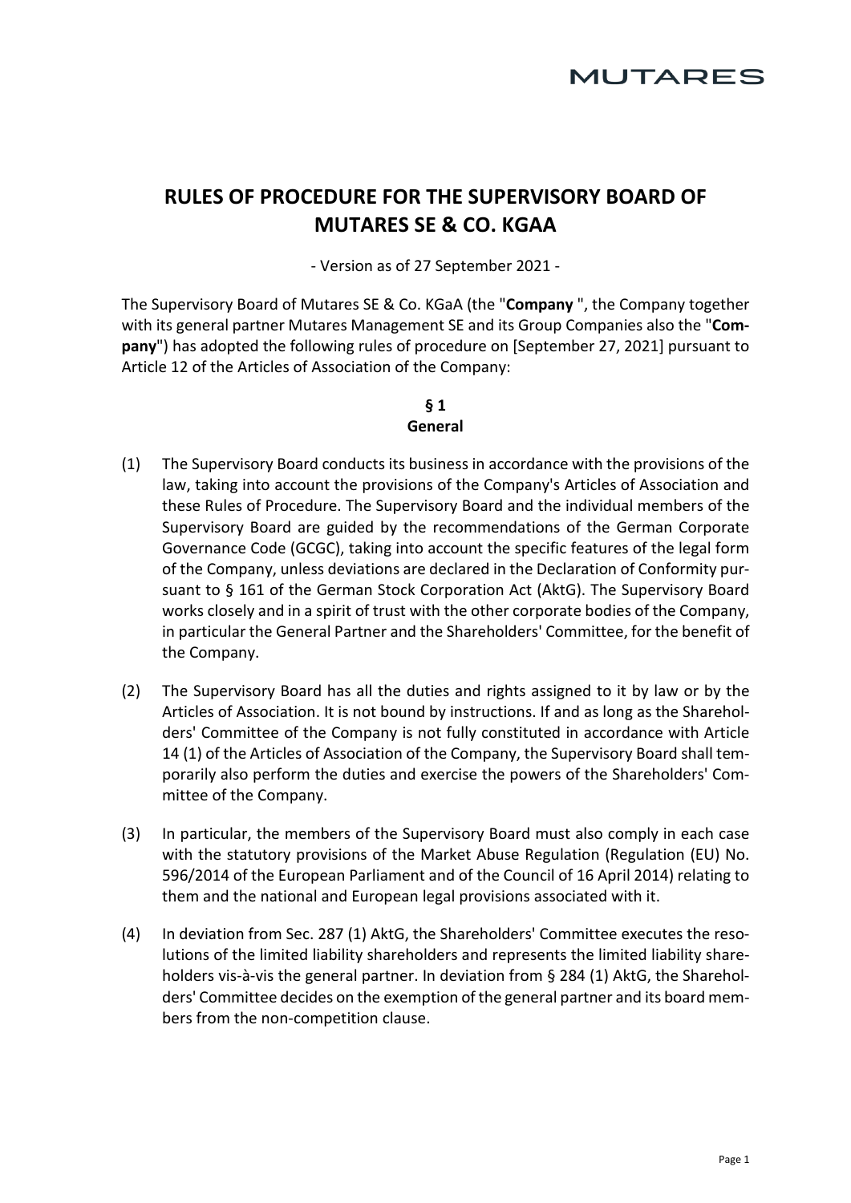# RULES OF PROCEDURE FOR THE SUPERVISORY BOARD OF MUTARES SE & CO. KGAA

- Version as of 27 September 2021 -

The Supervisory Board of Mutares SE & Co. KGaA (the "**Company** ", the Company together with its general partner Mutares Management SE and its Group Companies also the "**Company**") has adopted the following rules of procedure on [September 27, 2021] pursuant to Article 12 of the Articles of Association of the Company:

## § 1 General

(1) The Supervisory Board conducts its business in accordance with the provisions of the law, taking into account the provisions of the Company's Articles of Association and these Rules of Procedure. The Supervisory Board and the individual members of the Supervisory Board are guided by the recommendations of the German Corporate Governance Code (GCGC), taking into account the specific features of the legal form of the Company, unless deviations are declared in the Declaration of Conformity pursuant to § 161 of the German Stock Corporation Act (AktG). The Supervisory Board works closely and in a spirit of trust with the other corporate bodies of the Company, in particular the General Partner and the Shareholders' Committee, for the benefit of the Company.

(2) The Supervisory Board has all the duties and rights assigned to it by law or by the Articles of Association. It is not bound by instructions. If and as long as the Shareholders' Committee of the Company is not fully constituted in accordance with Article 14 (1) of the Articles of Association of the Company, the Supervisory Board shall temporarily also perform the duties and exercise the powers of the Shareholders' Committee of the Company.

(3) In particular, the members of the Supervisory Board must also comply in each case with the statutory provisions of the Market Abuse Regulation (Regulation (EU) No. 596/2014 of the European Parliament and of the Council of 16 April 2014) relating to them and the national and European legal provisions associated with it.

(4) In deviation from Sec. 287 (1) AktG, the Shareholders' Committee executes the resolutions of the limited liability shareholders and represents the limited liability shareholders vis-à-vis the general partner. In deviation from § 284 (1) AktG, the Shareholders' Committee decides on the exemption of the general partner and its board members from the non-competition clause.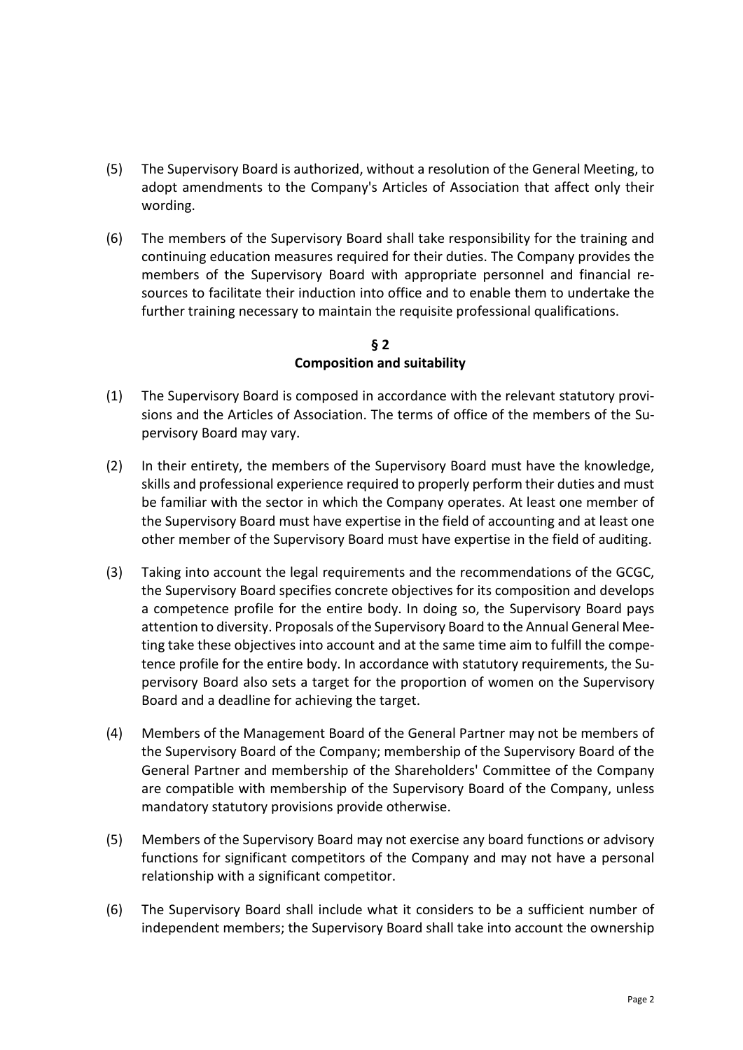(5) The Supervisory Board is authorized, without a resolution of the General Meeting, to adopt amendments to the Company's Articles of Association that affect only their wording.

(6) The members of the Supervisory Board shall take responsibility for the training and continuing education measures required for their duties. The Company provides the members of the Supervisory Board with appropriate personnel and financial resources to facilitate their induction into office and to enable them to undertake the further training necessary to maintain the requisite professional qualifications.

## § 2
## Composition and suitability

(1) The Supervisory Board is composed in accordance with the relevant statutory provisions and the Articles of Association. The terms of office of the members of the Supervisory Board may vary.

(2) In their entirety, the members of the Supervisory Board must have the knowledge, skills and professional experience required to properly perform their duties and must be familiar with the sector in which the Company operates. At least one member of the Supervisory Board must have expertise in the field of accounting and at least one other member of the Supervisory Board must have expertise in the field of auditing.

(3) Taking into account the legal requirements and the recommendations of the GCGC, the Supervisory Board specifies concrete objectives for its composition and develops a competence profile for the entire body. In doing so, the Supervisory Board pays attention to diversity. Proposals of the Supervisory Board to the Annual General Meeting take these objectives into account and at the same time aim to fulfill the competence profile for the entire body. In accordance with statutory requirements, the Supervisory Board also sets a target for the proportion of women on the Supervisory Board and a deadline for achieving the target.

(4) Members of the Management Board of the General Partner may not be members of the Supervisory Board of the Company; membership of the Supervisory Board of the General Partner and membership of the Shareholders' Committee of the Company are compatible with membership of the Supervisory Board of the Company, unless mandatory statutory provisions provide otherwise.

(5) Members of the Supervisory Board may not exercise any board functions or advisory functions for significant competitors of the Company and may not have a personal relationship with a significant competitor.

(6) The Supervisory Board shall include what it considers to be a sufficient number of independent members; the Supervisory Board shall take into account the ownership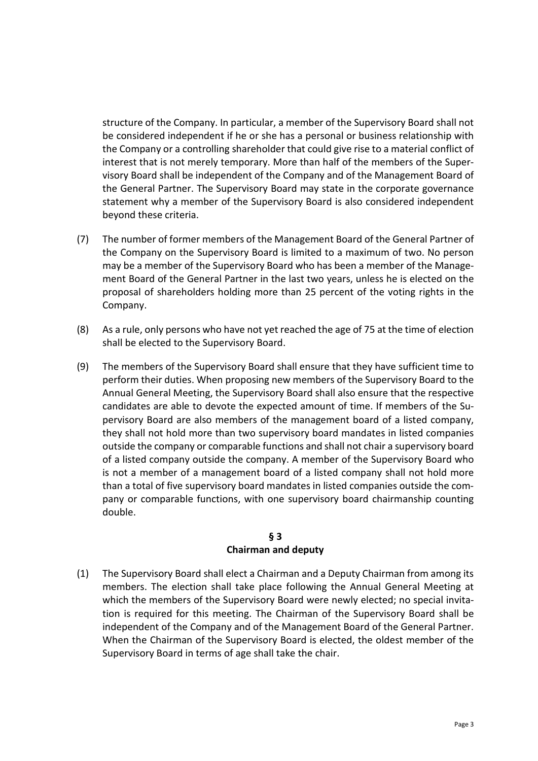structure of the Company. In particular, a member of the Supervisory Board shall not be considered independent if he or she has a personal or business relationship with the Company or a controlling shareholder that could give rise to a material conflict of interest that is not merely temporary. More than half of the members of the Supervisory Board shall be independent of the Company and of the Management Board of the General Partner. The Supervisory Board may state in the corporate governance statement why a member of the Supervisory Board is also considered independent beyond these criteria.

(7) The number of former members of the Management Board of the General Partner of the Company on the Supervisory Board is limited to a maximum of two. No person may be a member of the Supervisory Board who has been a member of the Management Board of the General Partner in the last two years, unless he is elected on the proposal of shareholders holding more than 25 percent of the voting rights in the Company.

(8) As a rule, only persons who have not yet reached the age of 75 at the time of election shall be elected to the Supervisory Board.

(9) The members of the Supervisory Board shall ensure that they have sufficient time to perform their duties. When proposing new members of the Supervisory Board to the Annual General Meeting, the Supervisory Board shall also ensure that the respective candidates are able to devote the expected amount of time. If members of the Supervisory Board are also members of the management board of a listed company, they shall not hold more than two supervisory board mandates in listed companies outside the company or comparable functions and shall not chair a supervisory board of a listed company outside the company. A member of the Supervisory Board who is not a member of a management board of a listed company shall not hold more than a total of five supervisory board mandates in listed companies outside the company or comparable functions, with one supervisory board chairmanship counting double.

## § 3
## Chairman and deputy

(1) The Supervisory Board shall elect a Chairman and a Deputy Chairman from among its members. The election shall take place following the Annual General Meeting at which the members of the Supervisory Board were newly elected; no special invitation is required for this meeting. The Chairman of the Supervisory Board shall be independent of the Company and of the Management Board of the General Partner. When the Chairman of the Supervisory Board is elected, the oldest member of the Supervisory Board in terms of age shall take the chair.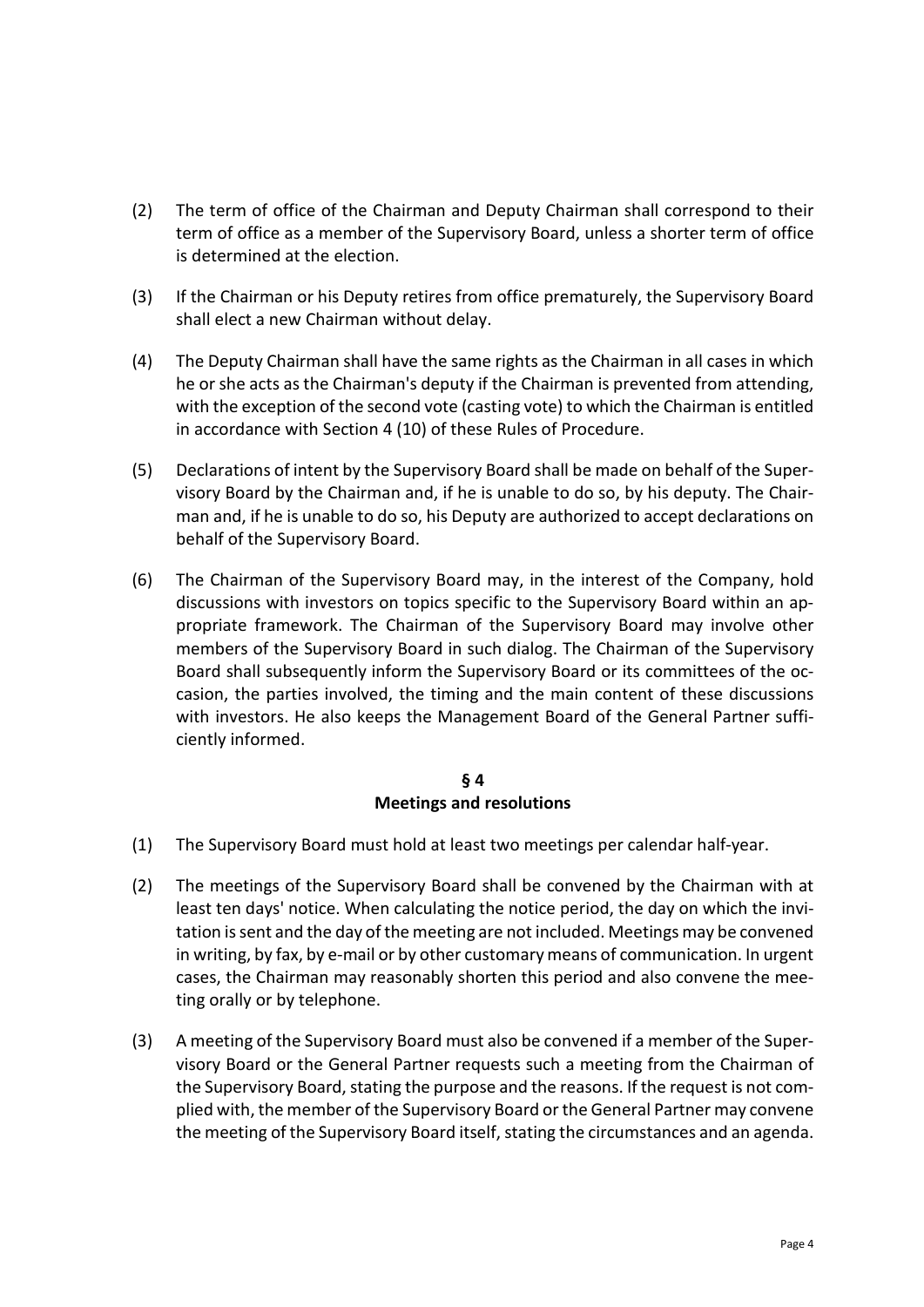(2) The term of office of the Chairman and Deputy Chairman shall correspond to their term of office as a member of the Supervisory Board, unless a shorter term of office is determined at the election.

(3) If the Chairman or his Deputy retires from office prematurely, the Supervisory Board shall elect a new Chairman without delay.

(4) The Deputy Chairman shall have the same rights as the Chairman in all cases in which he or she acts as the Chairman's deputy if the Chairman is prevented from attending, with the exception of the second vote (casting vote) to which the Chairman is entitled in accordance with Section 4 (10) of these Rules of Procedure.

(5) Declarations of intent by the Supervisory Board shall be made on behalf of the Supervisory Board by the Chairman and, if he is unable to do so, by his deputy. The Chairman and, if he is unable to do so, his Deputy are authorized to accept declarations on behalf of the Supervisory Board.

(6) The Chairman of the Supervisory Board may, in the interest of the Company, hold discussions with investors on topics specific to the Supervisory Board within an appropriate framework. The Chairman of the Supervisory Board may involve other members of the Supervisory Board in such dialog. The Chairman of the Supervisory Board shall subsequently inform the Supervisory Board or its committees of the occasion, the parties involved, the timing and the main content of these discussions with investors. He also keeps the Management Board of the General Partner sufficiently informed.

## § 4
## Meetings and resolutions

(1) The Supervisory Board must hold at least two meetings per calendar half-year.

(2) The meetings of the Supervisory Board shall be convened by the Chairman with at least ten days' notice. When calculating the notice period, the day on which the invitation is sent and the day of the meeting are not included. Meetings may be convened in writing, by fax, by e-mail or by other customary means of communication. In urgent cases, the Chairman may reasonably shorten this period and also convene the meeting orally or by telephone.

(3) A meeting of the Supervisory Board must also be convened if a member of the Supervisory Board or the General Partner requests such a meeting from the Chairman of the Supervisory Board, stating the purpose and the reasons. If the request is not complied with, the member of the Supervisory Board or the General Partner may convene the meeting of the Supervisory Board itself, stating the circumstances and an agenda.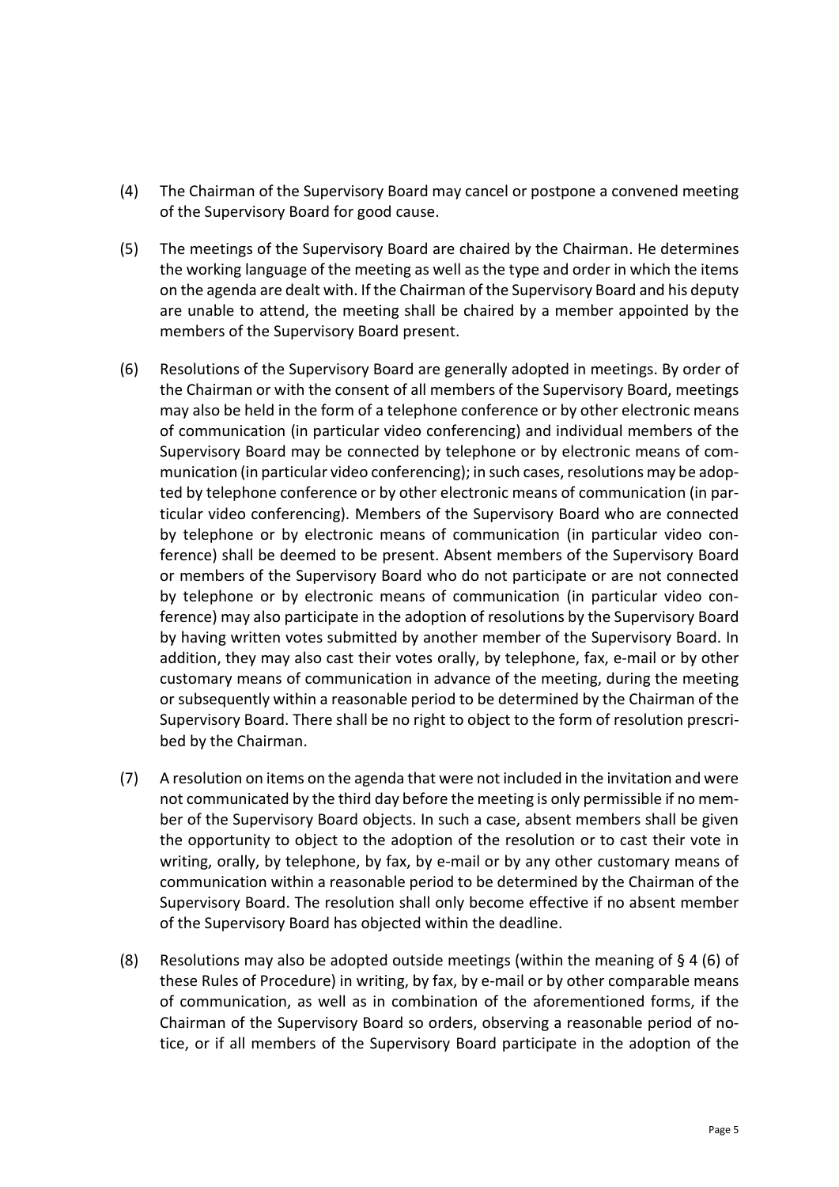(4) The Chairman of the Supervisory Board may cancel or postpone a convened meeting of the Supervisory Board for good cause.

(5) The meetings of the Supervisory Board are chaired by the Chairman. He determines the working language of the meeting as well as the type and order in which the items on the agenda are dealt with. If the Chairman of the Supervisory Board and his deputy are unable to attend, the meeting shall be chaired by a member appointed by the members of the Supervisory Board present.

(6) Resolutions of the Supervisory Board are generally adopted in meetings. By order of the Chairman or with the consent of all members of the Supervisory Board, meetings may also be held in the form of a telephone conference or by other electronic means of communication (in particular video conferencing) and individual members of the Supervisory Board may be connected by telephone or by electronic means of communication (in particular video conferencing); in such cases, resolutions may be adopted by telephone conference or by other electronic means of communication (in particular video conferencing). Members of the Supervisory Board who are connected by telephone or by electronic means of communication (in particular video conference) shall be deemed to be present. Absent members of the Supervisory Board or members of the Supervisory Board who do not participate or are not connected by telephone or by electronic means of communication (in particular video conference) may also participate in the adoption of resolutions by the Supervisory Board by having written votes submitted by another member of the Supervisory Board. In addition, they may also cast their votes orally, by telephone, fax, e-mail or by other customary means of communication in advance of the meeting, during the meeting or subsequently within a reasonable period to be determined by the Chairman of the Supervisory Board. There shall be no right to object to the form of resolution prescribed by the Chairman.

(7) A resolution on items on the agenda that were not included in the invitation and were not communicated by the third day before the meeting is only permissible if no member of the Supervisory Board objects. In such a case, absent members shall be given the opportunity to object to the adoption of the resolution or to cast their vote in writing, orally, by telephone, by fax, by e-mail or by any other customary means of communication within a reasonable period to be determined by the Chairman of the Supervisory Board. The resolution shall only become effective if no absent member of the Supervisory Board has objected within the deadline.

(8) Resolutions may also be adopted outside meetings (within the meaning of § 4 (6) of these Rules of Procedure) in writing, by fax, by e-mail or by other comparable means of communication, as well as in combination of the aforementioned forms, if the Chairman of the Supervisory Board so orders, observing a reasonable period of notice, or if all members of the Supervisory Board participate in the adoption of the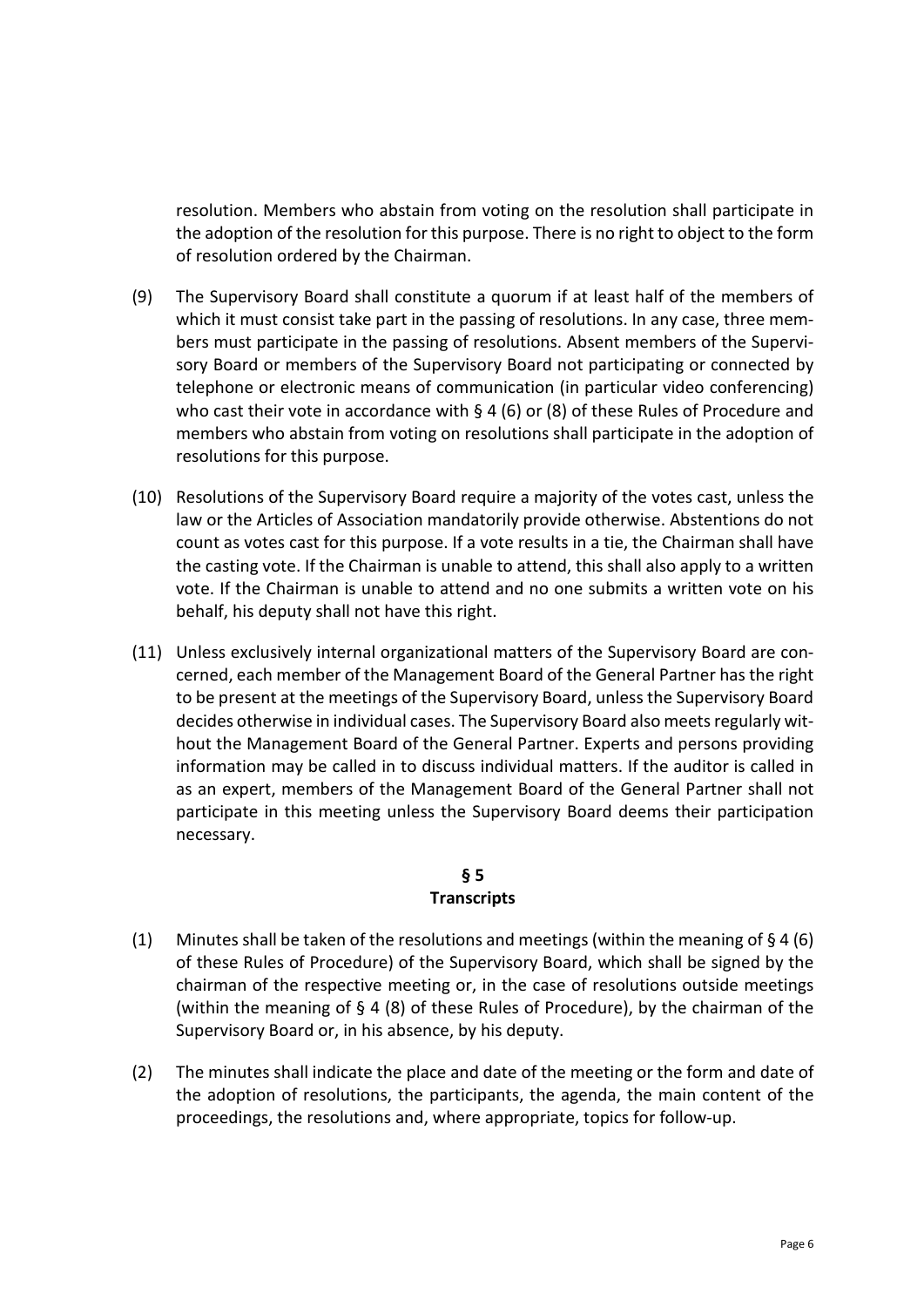resolution. Members who abstain from voting on the resolution shall participate in the adoption of the resolution for this purpose. There is no right to object to the form of resolution ordered by the Chairman.

(9) The Supervisory Board shall constitute a quorum if at least half of the members of which it must consist take part in the passing of resolutions. In any case, three members must participate in the passing of resolutions. Absent members of the Supervisory Board or members of the Supervisory Board not participating or connected by telephone or electronic means of communication (in particular video conferencing) who cast their vote in accordance with § 4 (6) or (8) of these Rules of Procedure and members who abstain from voting on resolutions shall participate in the adoption of resolutions for this purpose.

(10) Resolutions of the Supervisory Board require a majority of the votes cast, unless the law or the Articles of Association mandatorily provide otherwise. Abstentions do not count as votes cast for this purpose. If a vote results in a tie, the Chairman shall have the casting vote. If the Chairman is unable to attend, this shall also apply to a written vote. If the Chairman is unable to attend and no one submits a written vote on his behalf, his deputy shall not have this right.

(11) Unless exclusively internal organizational matters of the Supervisory Board are concerned, each member of the Management Board of the General Partner has the right to be present at the meetings of the Supervisory Board, unless the Supervisory Board decides otherwise in individual cases. The Supervisory Board also meets regularly without the Management Board of the General Partner. Experts and persons providing information may be called in to discuss individual matters. If the auditor is called in as an expert, members of the Management Board of the General Partner shall not participate in this meeting unless the Supervisory Board deems their participation necessary.

## § 5
## Transcripts

(1) Minutes shall be taken of the resolutions and meetings (within the meaning of § 4 (6) of these Rules of Procedure) of the Supervisory Board, which shall be signed by the chairman of the respective meeting or, in the case of resolutions outside meetings (within the meaning of § 4 (8) of these Rules of Procedure), by the chairman of the Supervisory Board or, in his absence, by his deputy.

(2) The minutes shall indicate the place and date of the meeting or the form and date of the adoption of resolutions, the participants, the agenda, the main content of the proceedings, the resolutions and, where appropriate, topics for follow-up.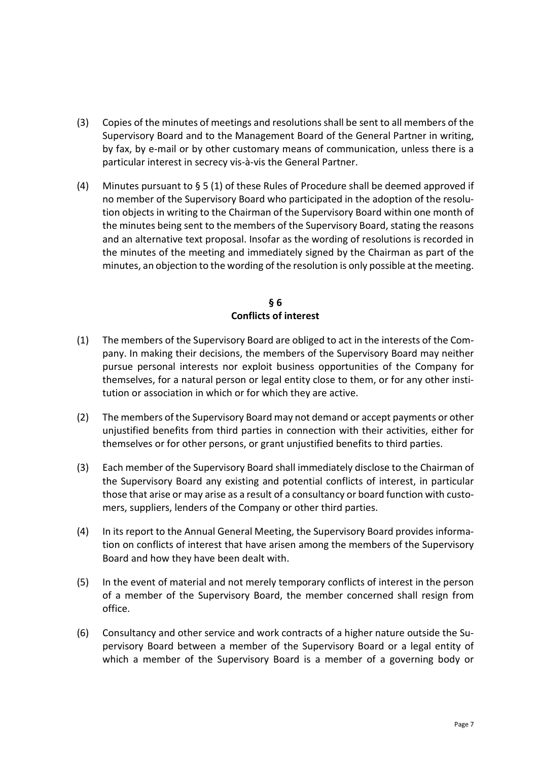(3) Copies of the minutes of meetings and resolutions shall be sent to all members of the Supervisory Board and to the Management Board of the General Partner in writing, by fax, by e-mail or by other customary means of communication, unless there is a particular interest in secrecy vis-à-vis the General Partner.

(4) Minutes pursuant to § 5 (1) of these Rules of Procedure shall be deemed approved if no member of the Supervisory Board who participated in the adoption of the resolution objects in writing to the Chairman of the Supervisory Board within one month of the minutes being sent to the members of the Supervisory Board, stating the reasons and an alternative text proposal. Insofar as the wording of resolutions is recorded in the minutes of the meeting and immediately signed by the Chairman as part of the minutes, an objection to the wording of the resolution is only possible at the meeting.

## § 6
## Conflicts of interest

(1) The members of the Supervisory Board are obliged to act in the interests of the Company. In making their decisions, the members of the Supervisory Board may neither pursue personal interests nor exploit business opportunities of the Company for themselves, for a natural person or legal entity close to them, or for any other institution or association in which or for which they are active.

(2) The members of the Supervisory Board may not demand or accept payments or other unjustified benefits from third parties in connection with their activities, either for themselves or for other persons, or grant unjustified benefits to third parties.

(3) Each member of the Supervisory Board shall immediately disclose to the Chairman of the Supervisory Board any existing and potential conflicts of interest, in particular those that arise or may arise as a result of a consultancy or board function with customers, suppliers, lenders of the Company or other third parties.

(4) In its report to the Annual General Meeting, the Supervisory Board provides information on conflicts of interest that have arisen among the members of the Supervisory Board and how they have been dealt with.

(5) In the event of material and not merely temporary conflicts of interest in the person of a member of the Supervisory Board, the member concerned shall resign from office.

(6) Consultancy and other service and work contracts of a higher nature outside the Supervisory Board between a member of the Supervisory Board or a legal entity of which a member of the Supervisory Board is a member of a governing body or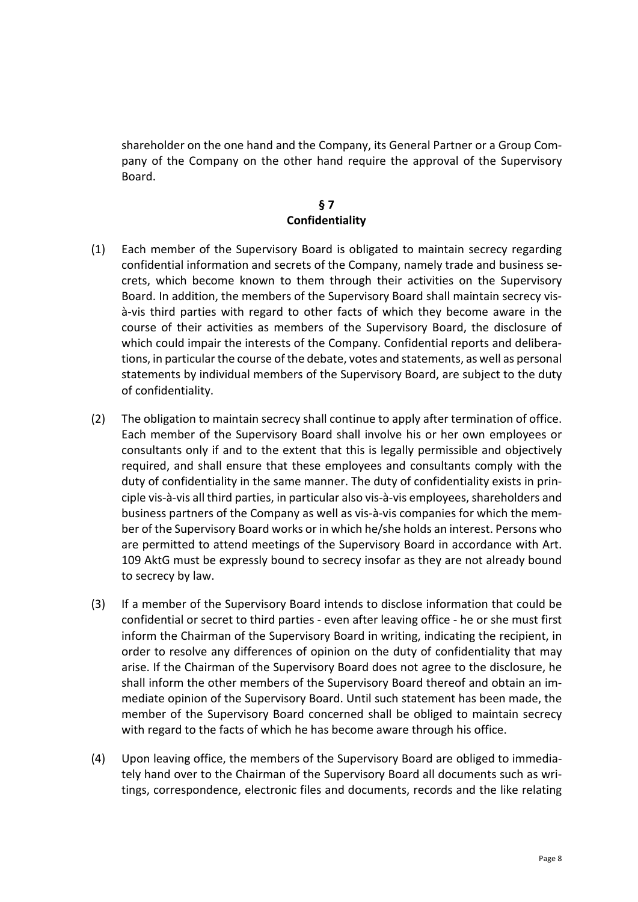shareholder on the one hand and the Company, its General Partner or a Group Company of the Company on the other hand require the approval of the Supervisory Board.

## § 7
## Confidentiality

(1) Each member of the Supervisory Board is obligated to maintain secrecy regarding confidential information and secrets of the Company, namely trade and business secrets, which become known to them through their activities on the Supervisory Board. In addition, the members of the Supervisory Board shall maintain secrecy vis-à-vis third parties with regard to other facts of which they become aware in the course of their activities as members of the Supervisory Board, the disclosure of which could impair the interests of the Company. Confidential reports and deliberations, in particular the course of the debate, votes and statements, as well as personal statements by individual members of the Supervisory Board, are subject to the duty of confidentiality.

(2) The obligation to maintain secrecy shall continue to apply after termination of office. Each member of the Supervisory Board shall involve his or her own employees or consultants only if and to the extent that this is legally permissible and objectively required, and shall ensure that these employees and consultants comply with the duty of confidentiality in the same manner. The duty of confidentiality exists in principle vis-à-vis all third parties, in particular also vis-à-vis employees, shareholders and business partners of the Company as well as vis-à-vis companies for which the member of the Supervisory Board works or in which he/she holds an interest. Persons who are permitted to attend meetings of the Supervisory Board in accordance with Art. 109 AktG must be expressly bound to secrecy insofar as they are not already bound to secrecy by law.

(3) If a member of the Supervisory Board intends to disclose information that could be confidential or secret to third parties - even after leaving office - he or she must first inform the Chairman of the Supervisory Board in writing, indicating the recipient, in order to resolve any differences of opinion on the duty of confidentiality that may arise. If the Chairman of the Supervisory Board does not agree to the disclosure, he shall inform the other members of the Supervisory Board thereof and obtain an immediate opinion of the Supervisory Board. Until such statement has been made, the member of the Supervisory Board concerned shall be obliged to maintain secrecy with regard to the facts of which he has become aware through his office.

(4) Upon leaving office, the members of the Supervisory Board are obliged to immediately hand over to the Chairman of the Supervisory Board all documents such as writings, correspondence, electronic files and documents, records and the like relating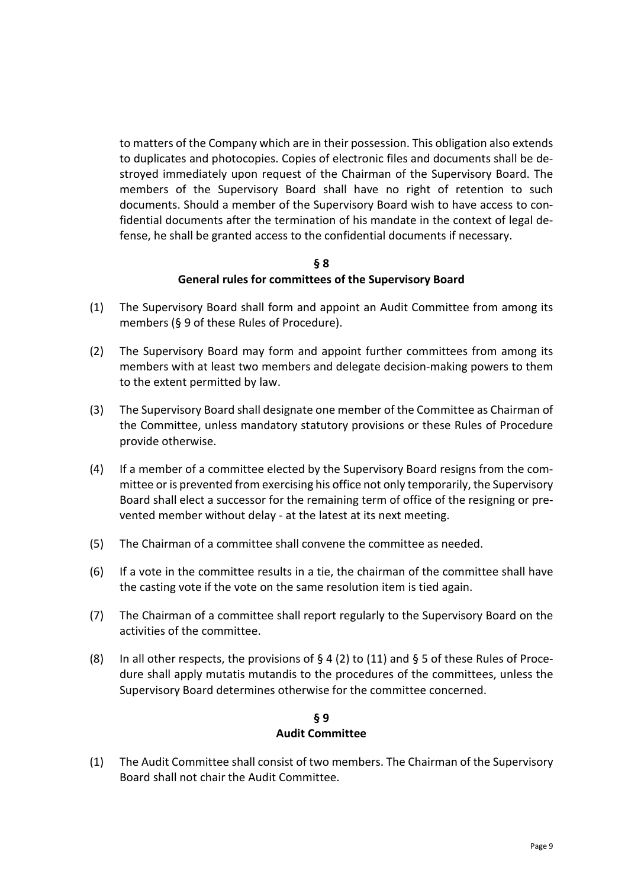to matters of the Company which are in their possession. This obligation also extends to duplicates and photocopies. Copies of electronic files and documents shall be destroyed immediately upon request of the Chairman of the Supervisory Board. The members of the Supervisory Board shall have no right of retention to such documents. Should a member of the Supervisory Board wish to have access to confidential documents after the termination of his mandate in the context of legal defense, he shall be granted access to the confidential documents if necessary.

## § 8
## General rules for committees of the Supervisory Board

(1) The Supervisory Board shall form and appoint an Audit Committee from among its members (§ 9 of these Rules of Procedure).

(2) The Supervisory Board may form and appoint further committees from among its members with at least two members and delegate decision-making powers to them to the extent permitted by law.

(3) The Supervisory Board shall designate one member of the Committee as Chairman of the Committee, unless mandatory statutory provisions or these Rules of Procedure provide otherwise.

(4) If a member of a committee elected by the Supervisory Board resigns from the committee or is prevented from exercising his office not only temporarily, the Supervisory Board shall elect a successor for the remaining term of office of the resigning or prevented member without delay - at the latest at its next meeting.

(5) The Chairman of a committee shall convene the committee as needed.

(6) If a vote in the committee results in a tie, the chairman of the committee shall have the casting vote if the vote on the same resolution item is tied again.

(7) The Chairman of a committee shall report regularly to the Supervisory Board on the activities of the committee.

(8) In all other respects, the provisions of § 4 (2) to (11) and § 5 of these Rules of Procedure shall apply mutatis mutandis to the procedures of the committees, unless the Supervisory Board determines otherwise for the committee concerned.

## § 9
## Audit Committee

(1) The Audit Committee shall consist of two members. The Chairman of the Supervisory Board shall not chair the Audit Committee.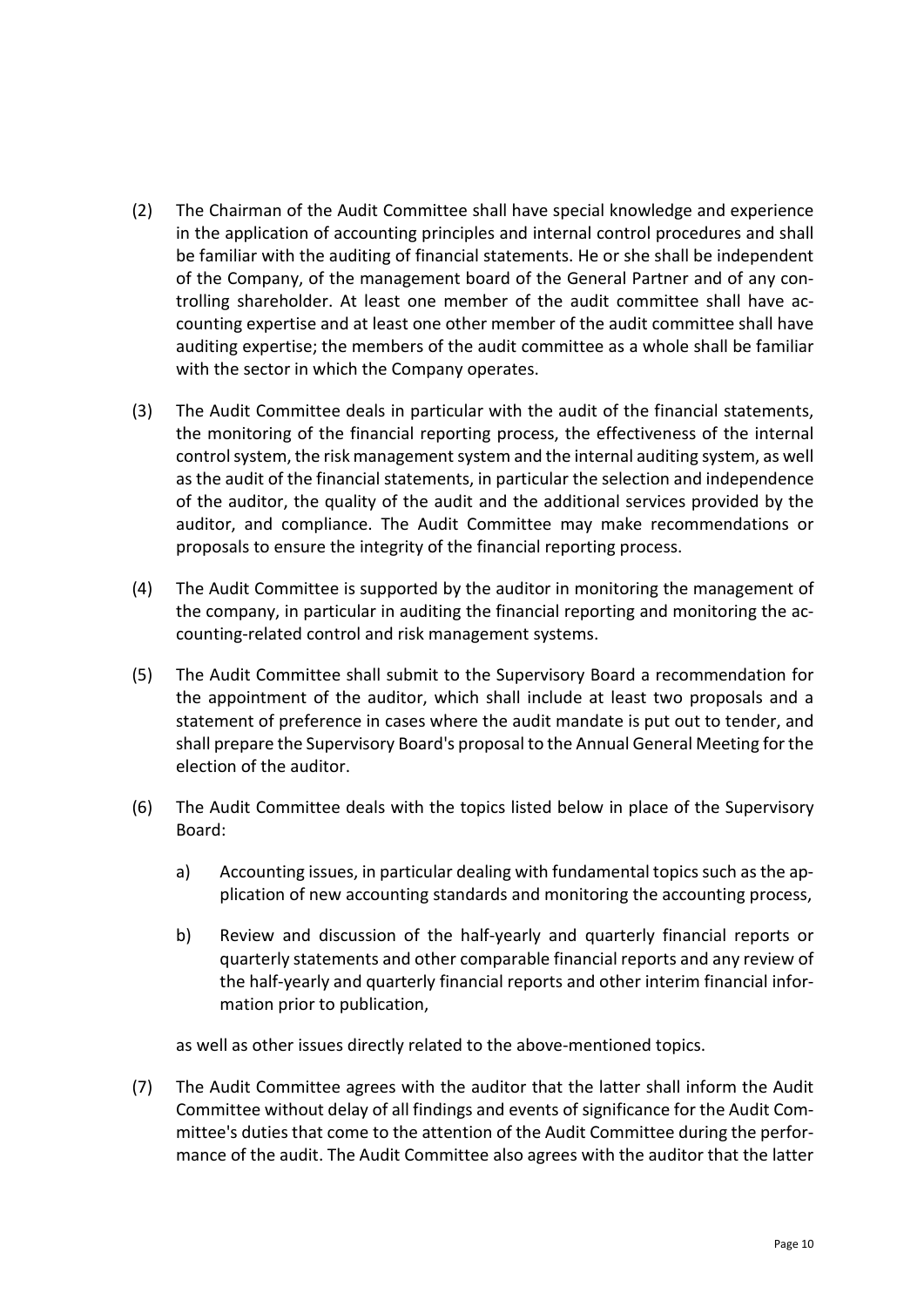(2) The Chairman of the Audit Committee shall have special knowledge and experience in the application of accounting principles and internal control procedures and shall be familiar with the auditing of financial statements. He or she shall be independent of the Company, of the management board of the General Partner and of any controlling shareholder. At least one member of the audit committee shall have accounting expertise and at least one other member of the audit committee shall have auditing expertise; the members of the audit committee as a whole shall be familiar with the sector in which the Company operates.

(3) The Audit Committee deals in particular with the audit of the financial statements, the monitoring of the financial reporting process, the effectiveness of the internal control system, the risk management system and the internal auditing system, as well as the audit of the financial statements, in particular the selection and independence of the auditor, the quality of the audit and the additional services provided by the auditor, and compliance. The Audit Committee may make recommendations or proposals to ensure the integrity of the financial reporting process.

(4) The Audit Committee is supported by the auditor in monitoring the management of the company, in particular in auditing the financial reporting and monitoring the accounting-related control and risk management systems.

(5) The Audit Committee shall submit to the Supervisory Board a recommendation for the appointment of the auditor, which shall include at least two proposals and a statement of preference in cases where the audit mandate is put out to tender, and shall prepare the Supervisory Board's proposal to the Annual General Meeting for the election of the auditor.

(6) The Audit Committee deals with the topics listed below in place of the Supervisory Board:

   a) Accounting issues, in particular dealing with fundamental topics such as the application of new accounting standards and monitoring the accounting process,

   b) Review and discussion of the half-yearly and quarterly financial reports or quarterly statements and other comparable financial reports and any review of the half-yearly and quarterly financial reports and other interim financial information prior to publication,

   as well as other issues directly related to the above-mentioned topics.

(7) The Audit Committee agrees with the auditor that the latter shall inform the Audit Committee without delay of all findings and events of significance for the Audit Committee's duties that come to the attention of the Audit Committee during the performance of the audit. The Audit Committee also agrees with the auditor that the latter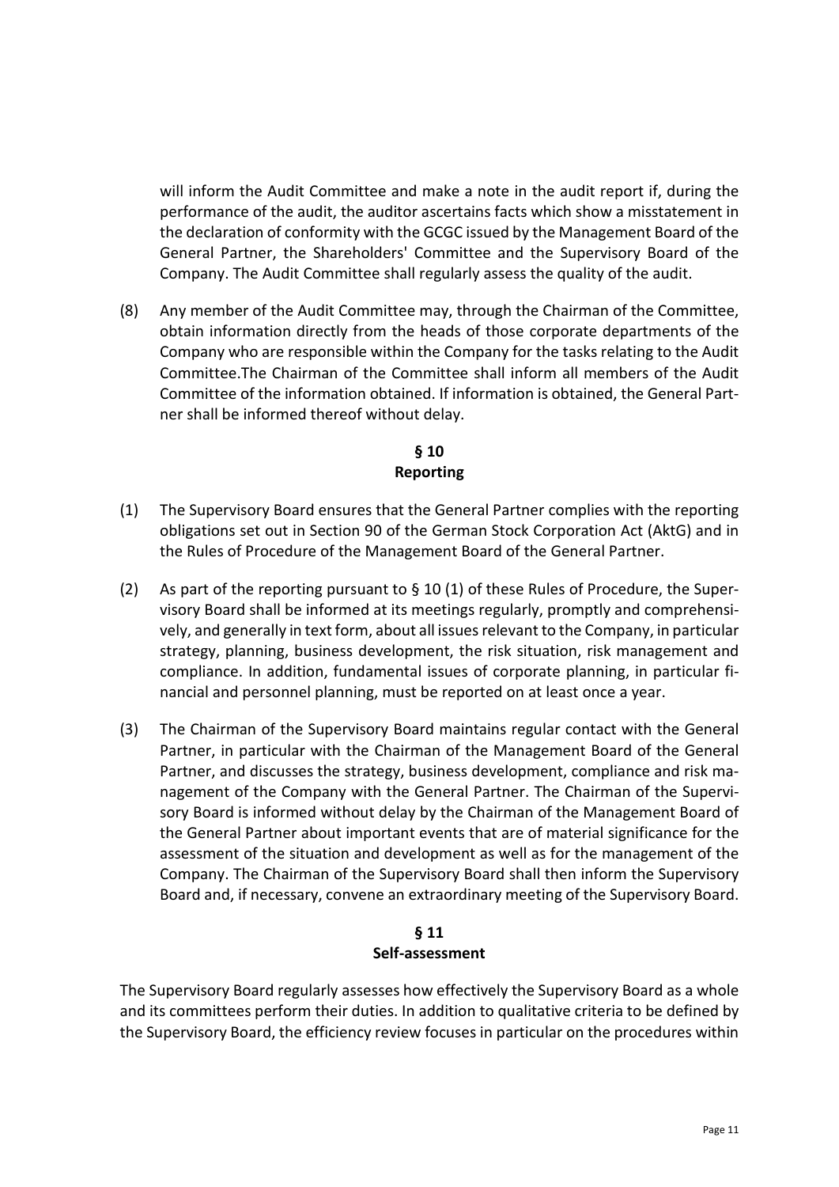will inform the Audit Committee and make a note in the audit report if, during the performance of the audit, the auditor ascertains facts which show a misstatement in the declaration of conformity with the GCGC issued by the Management Board of the General Partner, the Shareholders' Committee and the Supervisory Board of the Company. The Audit Committee shall regularly assess the quality of the audit.

(8) Any member of the Audit Committee may, through the Chairman of the Committee, obtain information directly from the heads of those corporate departments of the Company who are responsible within the Company for the tasks relating to the Audit Committee.The Chairman of the Committee shall inform all members of the Audit Committee of the information obtained. If information is obtained, the General Partner shall be informed thereof without delay.

## § 10
## Reporting

(1) The Supervisory Board ensures that the General Partner complies with the reporting obligations set out in Section 90 of the German Stock Corporation Act (AktG) and in the Rules of Procedure of the Management Board of the General Partner.

(2) As part of the reporting pursuant to § 10 (1) of these Rules of Procedure, the Supervisory Board shall be informed at its meetings regularly, promptly and comprehensively, and generally in text form, about all issues relevant to the Company, in particular strategy, planning, business development, the risk situation, risk management and compliance. In addition, fundamental issues of corporate planning, in particular financial and personnel planning, must be reported on at least once a year.

(3) The Chairman of the Supervisory Board maintains regular contact with the General Partner, in particular with the Chairman of the Management Board of the General Partner, and discusses the strategy, business development, compliance and risk management of the Company with the General Partner. The Chairman of the Supervisory Board is informed without delay by the Chairman of the Management Board of the General Partner about important events that are of material significance for the assessment of the situation and development as well as for the management of the Company. The Chairman of the Supervisory Board shall then inform the Supervisory Board and, if necessary, convene an extraordinary meeting of the Supervisory Board.

## § 11
## Self-assessment

The Supervisory Board regularly assesses how effectively the Supervisory Board as a whole and its committees perform their duties. In addition to qualitative criteria to be defined by the Supervisory Board, the efficiency review focuses in particular on the procedures within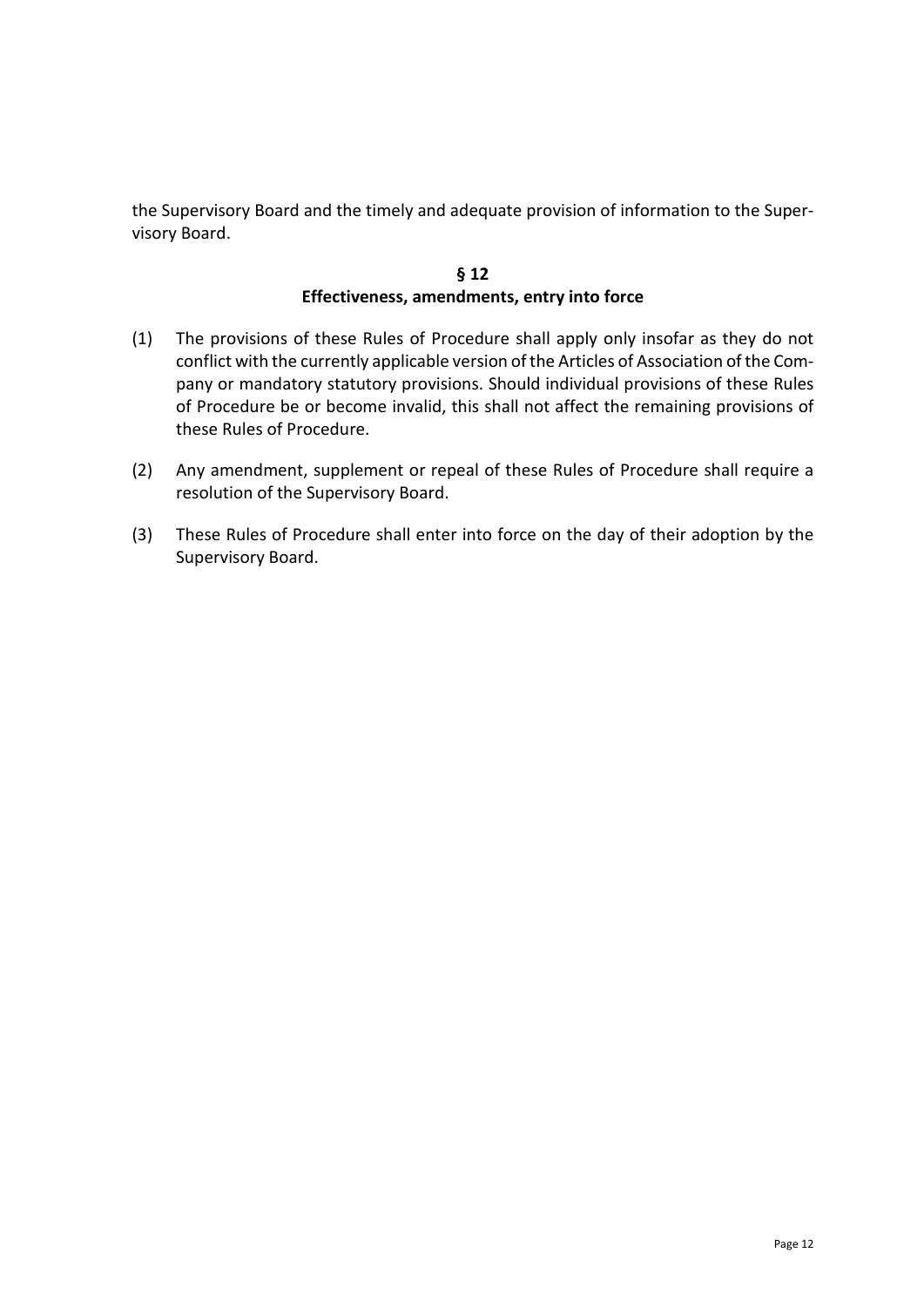the Supervisory Board and the timely and adequate provision of information to the Supervisory Board.

## § 12
## Effectiveness, amendments, entry into force

(1) The provisions of these Rules of Procedure shall apply only insofar as they do not conflict with the currently applicable version of the Articles of Association of the Company or mandatory statutory provisions. Should individual provisions of these Rules of Procedure be or become invalid, this shall not affect the remaining provisions of these Rules of Procedure.

(2) Any amendment, supplement or repeal of these Rules of Procedure shall require a resolution of the Supervisory Board.

(3) These Rules of Procedure shall enter into force on the day of their adoption by the Supervisory Board.